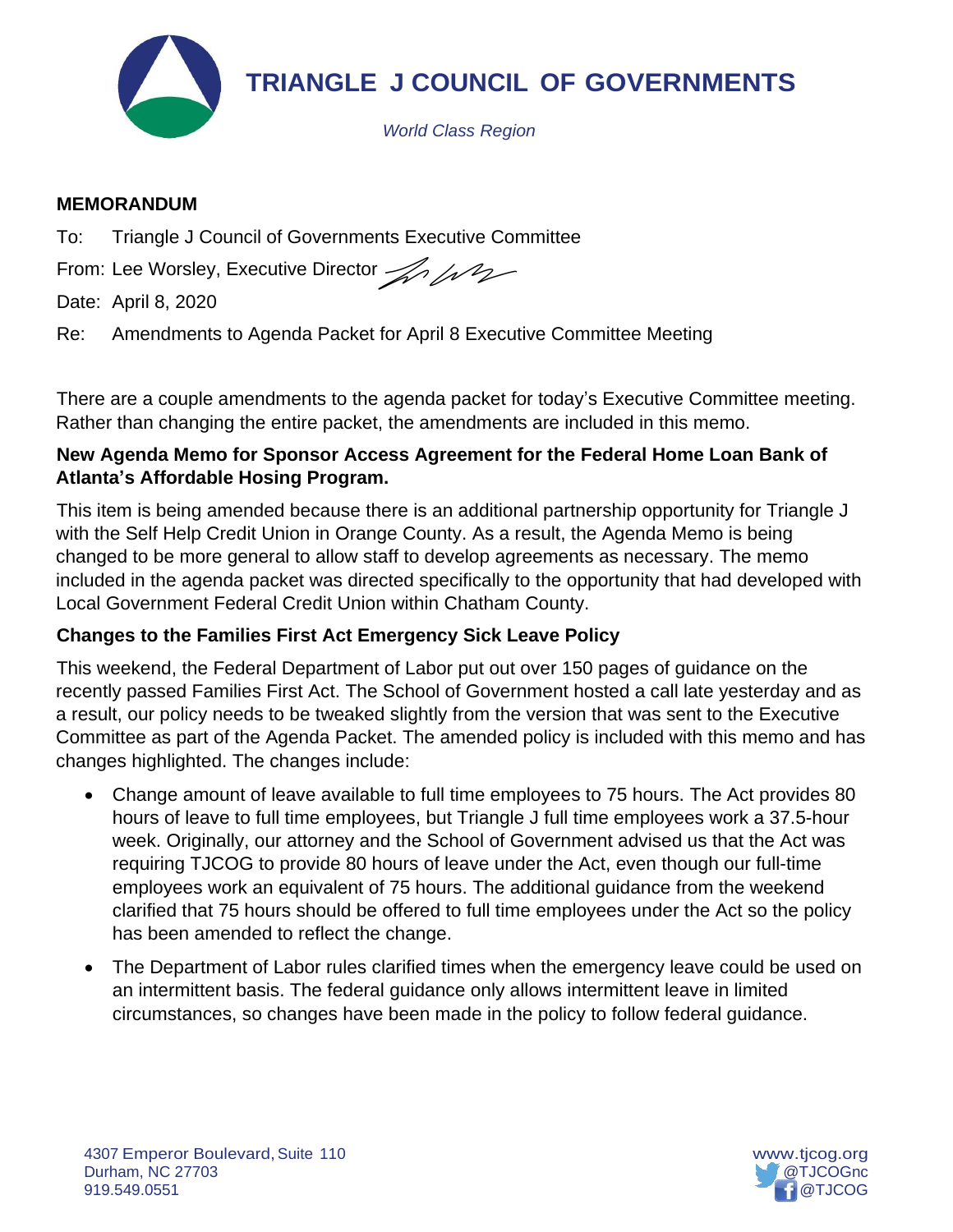# TRIANGLE J COUNCIL OF GOVERNMENTS

*World Class Region*

**MEMORANDUM**

To: Triangle J Council of Governments Executive Committee

From: Lee Worsley, Executive Director

Date: April 8, 2020

Re: Amendments to Agenda Packet for April 8 Executive Committee Meeting

There are a couple amendments to the agenda packet for today's Executive Committee meeting. Rather than changing the entire packet, the amendments are included in this memo.

**New Agenda Memo for Sponsor Access Agreement for the Federal Home Loan Bank of Atlanta's Affordable Hosing Program.**

This item is being amended because there is an additional partnership opportunity for Triangle J with the Self Help Credit Union in Orange County. As a result, the Agenda Memo is being changed to be more general to allow staff to develop agreements as necessary. The memo included in the agenda packet was directed specifically to the opportunity that had developed with Local Government Federal Credit Union within Chatham County.

**Changes to the Families First Act Emergency Sick Leave Policy**

This weekend, the Federal Department of Labor put out over 150 pages of guidance on the recently passed Families First Act. The School of Government hosted a call late yesterday and as a result, our policy needs to be tweaked slightly from the version that was sent to the Executive Committee as part of the Agenda Packet. The amended policy is included with this memo and has changes highlighted. The changes include:

- Change amount of leave available to full time employees to 75 hours. The Act provides 80 hours of leave to full time employees, but Triangle J full time employees work a 37.5-hour week. Originally, our attorney and the School of Government advised us that the Act was requiring TJCOG to provide 80 hours of leave under the Act, even though our full-time employees work an equivalent of 75 hours. The additional guidance from the weekend clarified that 75 hours should be offered to full time employees under the Act so the policy has been amended to reflect the change.
- The Department of Labor rules clarified times when the emergency leave could be used on an intermittent basis. The federal guidance only allows intermittent leave in limited circumstances, so changes have been made in the policy to follow federal guidance.

4307 Emperor Boulevard, Suite 110
Durham, NC 27703
919.549.0551

www.tjcog.org
@TJCOGnc
@TJCOG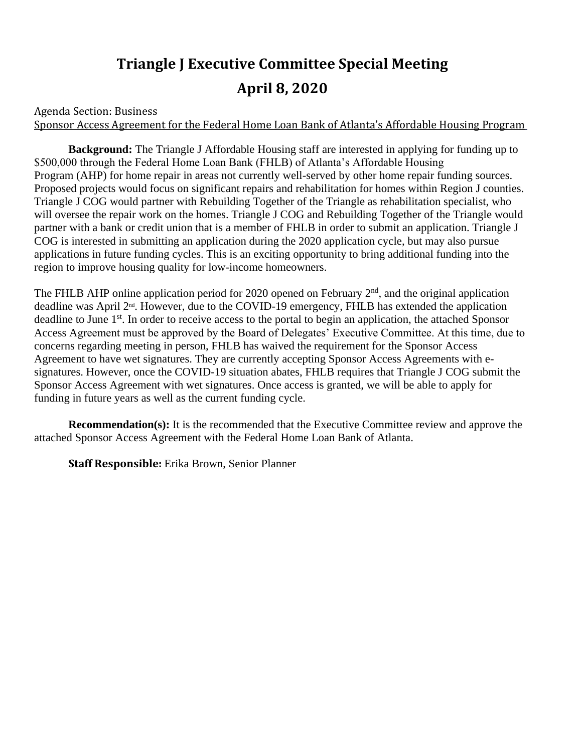# Triangle J Executive Committee Special Meeting

# April 8, 2020

Agenda Section: Business

Sponsor Access Agreement for the Federal Home Loan Bank of Atlanta's Affordable Housing Program

**Background:** The Triangle J Affordable Housing staff are interested in applying for funding up to $500,000 through the Federal Home Loan Bank (FHLB) of Atlanta's Affordable Housing Program (AHP) for home repair in areas not currently well-served by other home repair funding sources. Proposed projects would focus on significant repairs and rehabilitation for homes within Region J counties. Triangle J COG would partner with Rebuilding Together of the Triangle as rehabilitation specialist, who will oversee the repair work on the homes. Triangle J COG and Rebuilding Together of the Triangle would partner with a bank or credit union that is a member of FHLB in order to submit an application. Triangle J COG is interested in submitting an application during the 2020 application cycle, but may also pursue applications in future funding cycles. This is an exciting opportunity to bring additional funding into the region to improve housing quality for low-income homeowners.

The FHLB AHP online application period for 2020 opened on February 2nd, and the original application deadline was April 2nd. However, due to the COVID-19 emergency, FHLB has extended the application deadline to June 1st. In order to receive access to the portal to begin an application, the attached Sponsor Access Agreement must be approved by the Board of Delegates' Executive Committee. At this time, due to concerns regarding meeting in person, FHLB has waived the requirement for the Sponsor Access Agreement to have wet signatures. They are currently accepting Sponsor Access Agreements with e-signatures. However, once the COVID-19 situation abates, FHLB requires that Triangle J COG submit the Sponsor Access Agreement with wet signatures. Once access is granted, we will be able to apply for funding in future years as well as the current funding cycle.

**Recommendation(s):** It is the recommended that the Executive Committee review and approve the attached Sponsor Access Agreement with the Federal Home Loan Bank of Atlanta.

**Staff Responsible:** Erika Brown, Senior Planner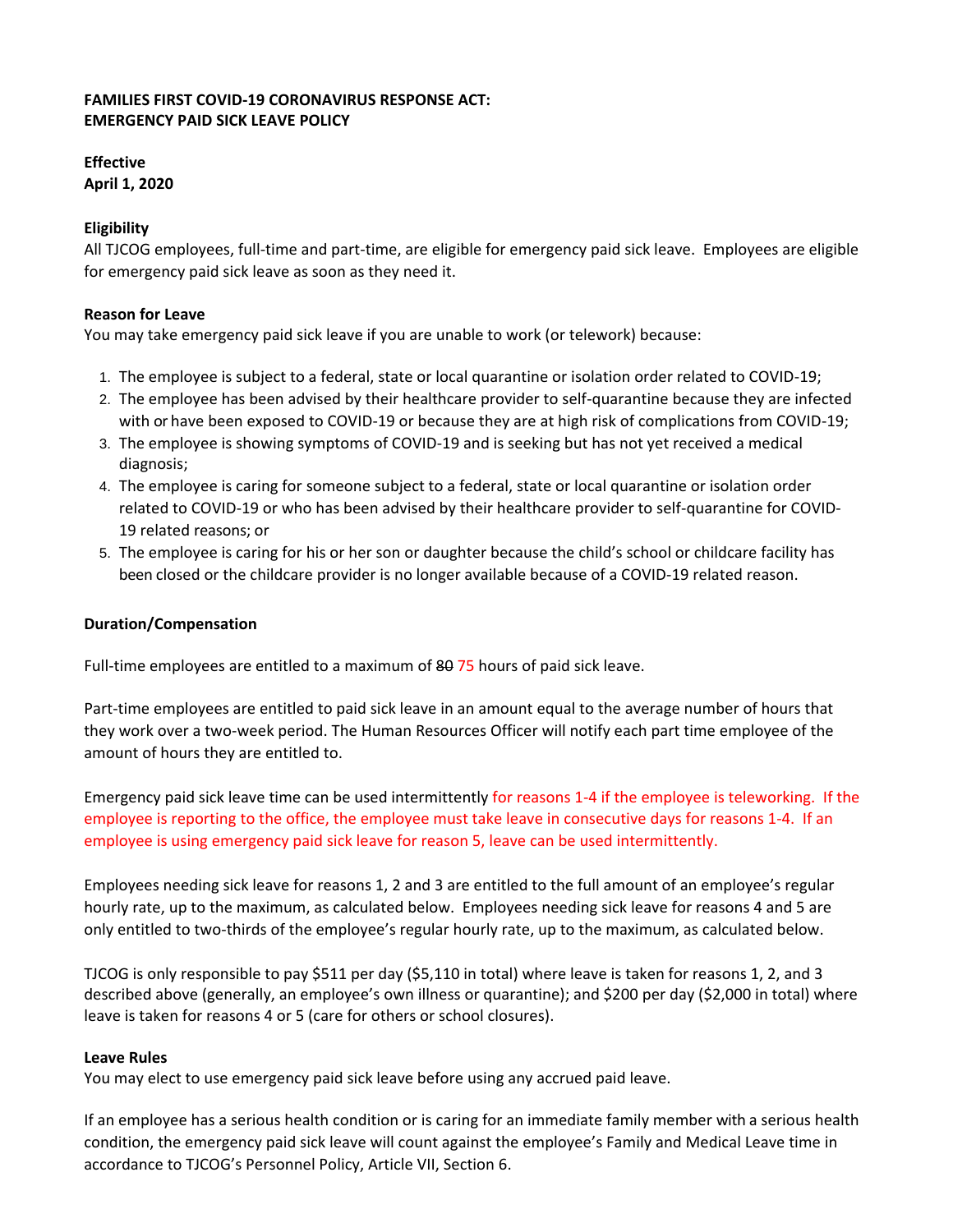**FAMILIES FIRST COVID-19 CORONAVIRUS RESPONSE ACT:**
**EMERGENCY PAID SICK LEAVE POLICY**

**Effective**
**April 1, 2020**

**Eligibility**
All TJCOG employees, full-time and part-time, are eligible for emergency paid sick leave. Employees are eligible for emergency paid sick leave as soon as they need it.

**Reason for Leave**
You may take emergency paid sick leave if you are unable to work (or telework) because:

1. The employee is subject to a federal, state or local quarantine or isolation order related to COVID-19;
2. The employee has been advised by their healthcare provider to self-quarantine because they are infected with or have been exposed to COVID-19 or because they are at high risk of complications from COVID-19;
3. The employee is showing symptoms of COVID-19 and is seeking but has not yet received a medical diagnosis;
4. The employee is caring for someone subject to a federal, state or local quarantine or isolation order related to COVID-19 or who has been advised by their healthcare provider to self-quarantine for COVID-19 related reasons; or
5. The employee is caring for his or her son or daughter because the child's school or childcare facility has been closed or the childcare provider is no longer available because of a COVID-19 related reason.

**Duration/Compensation**

Full-time employees are entitled to a maximum of ~~80~~ 75 hours of paid sick leave.

Part-time employees are entitled to paid sick leave in an amount equal to the average number of hours that they work over a two-week period. The Human Resources Officer will notify each part time employee of the amount of hours they are entitled to.

Emergency paid sick leave time can be used intermittently for reasons 1-4 if the employee is teleworking. If the employee is reporting to the office, the employee must take leave in consecutive days for reasons 1-4. If an employee is using emergency paid sick leave for reason 5, leave can be used intermittently.

Employees needing sick leave for reasons 1, 2 and 3 are entitled to the full amount of an employee's regular hourly rate, up to the maximum, as calculated below. Employees needing sick leave for reasons 4 and 5 are only entitled to two-thirds of the employee's regular hourly rate, up to the maximum, as calculated below.

TJCOG is only responsible to pay $511 per day ($5,110 in total) where leave is taken for reasons 1, 2, and 3 described above (generally, an employee's own illness or quarantine); and $200 per day ($2,000 in total) where leave is taken for reasons 4 or 5 (care for others or school closures).

**Leave Rules**
You may elect to use emergency paid sick leave before using any accrued paid leave.

If an employee has a serious health condition or is caring for an immediate family member with a serious health condition, the emergency paid sick leave will count against the employee's Family and Medical Leave time in accordance to TJCOG's Personnel Policy, Article VII, Section 6.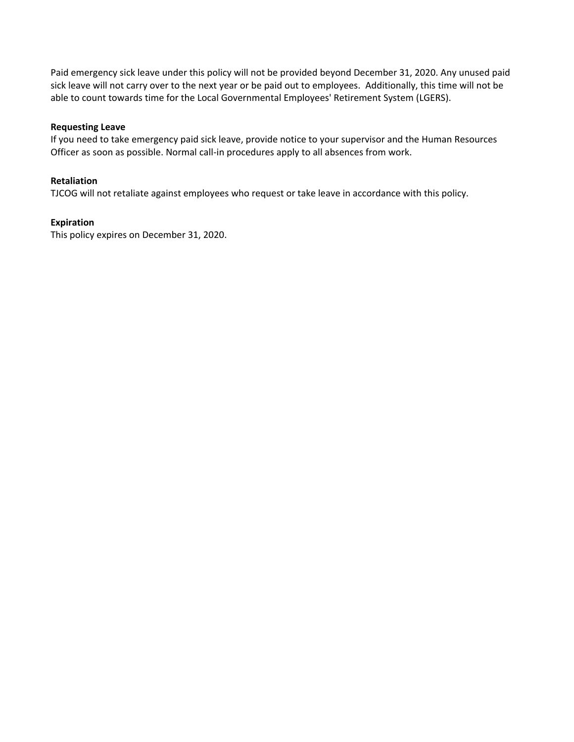Paid emergency sick leave under this policy will not be provided beyond December 31, 2020. Any unused paid sick leave will not carry over to the next year or be paid out to employees. Additionally, this time will not be able to count towards time for the Local Governmental Employees' Retirement System (LGERS).

**Requesting Leave**

If you need to take emergency paid sick leave, provide notice to your supervisor and the Human Resources Officer as soon as possible. Normal call-in procedures apply to all absences from work.

**Retaliation**

TJCOG will not retaliate against employees who request or take leave in accordance with this policy.

**Expiration**

This policy expires on December 31, 2020.